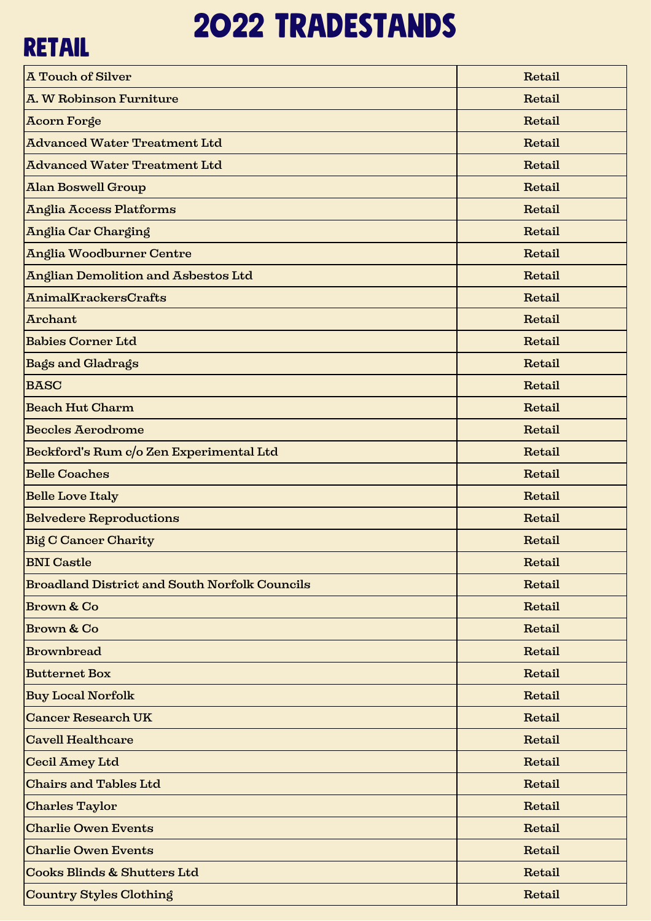# 2022 TRADESTANDS

## RETAIL

| | |
|---|---|
| A Touch of Silver | Retail |
| A. W Robinson Furniture | Retail |
| Acorn Forge | Retail |
| Advanced Water Treatment Ltd | Retail |
| Advanced Water Treatment Ltd | Retail |
| Alan Boswell Group | Retail |
| Anglia Access Platforms | Retail |
| Anglia Car Charging | Retail |
| Anglia Woodburner Centre | Retail |
| Anglian Demolition and Asbestos Ltd | Retail |
| AnimalKrackersCrafts | Retail |
| Archant | Retail |
| Babies Corner Ltd | Retail |
| Bags and Gladrags | Retail |
| BASC | Retail |
| Beach Hut Charm | Retail |
| Beccles Aerodrome | Retail |
| Beckford's Rum c/o Zen Experimental Ltd | Retail |
| Belle Coaches | Retail |
| Belle Love Italy | Retail |
| Belvedere Reproductions | Retail |
| Big C Cancer Charity | Retail |
| BNI Castle | Retail |
| Broadland District and South Norfolk Councils | Retail |
| Brown & Co | Retail |
| Brown & Co | Retail |
| Brownbread | Retail |
| Butternet Box | Retail |
| Buy Local Norfolk | Retail |
| Cancer Research UK | Retail |
| Cavell Healthcare | Retail |
| Cecil Amey Ltd | Retail |
| Chairs and Tables Ltd | Retail |
| Charles Taylor | Retail |
| Charlie Owen Events | Retail |
| Charlie Owen Events | Retail |
| Cooks Blinds & Shutters Ltd | Retail |
| Country Styles Clothing | Retail |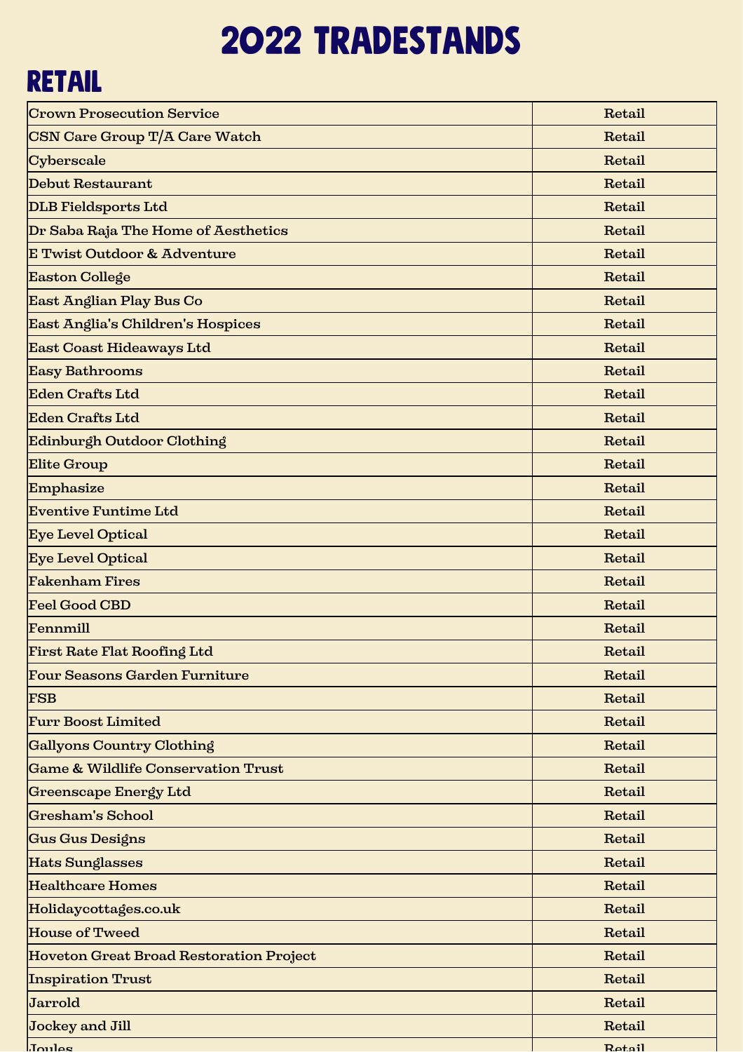# 2022 TRADESTANDS

## RETAIL

| | |
|---|---|
| Crown Prosecution Service | Retail |
| CSN Care Group T/A Care Watch | Retail |
| Cyberscale | Retail |
| Debut Restaurant | Retail |
| DLB Fieldsports Ltd | Retail |
| Dr Saba Raja The Home of Aesthetics | Retail |
| E Twist Outdoor & Adventure | Retail |
| Easton College | Retail |
| East Anglian Play Bus Co | Retail |
| East Anglia's Children's Hospices | Retail |
| East Coast Hideaways Ltd | Retail |
| Easy Bathrooms | Retail |
| Eden Crafts Ltd | Retail |
| Eden Crafts Ltd | Retail |
| Edinburgh Outdoor Clothing | Retail |
| Elite Group | Retail |
| Emphasize | Retail |
| Eventive Funtime Ltd | Retail |
| Eye Level Optical | Retail |
| Eye Level Optical | Retail |
| Fakenham Fires | Retail |
| Feel Good CBD | Retail |
| Fennmill | Retail |
| First Rate Flat Roofing Ltd | Retail |
| Four Seasons Garden Furniture | Retail |
| FSB | Retail |
| Furr Boost Limited | Retail |
| Gallyons Country Clothing | Retail |
| Game & Wildlife Conservation Trust | Retail |
| Greenscape Energy Ltd | Retail |
| Gresham's School | Retail |
| Gus Gus Designs | Retail |
| Hats Sunglasses | Retail |
| Healthcare Homes | Retail |
| Holidaycottages.co.uk | Retail |
| House of Tweed | Retail |
| Hoveton Great Broad Restoration Project | Retail |
| Inspiration Trust | Retail |
| Jarrold | Retail |
| Jockey and Jill | Retail |
| Joules | Retail |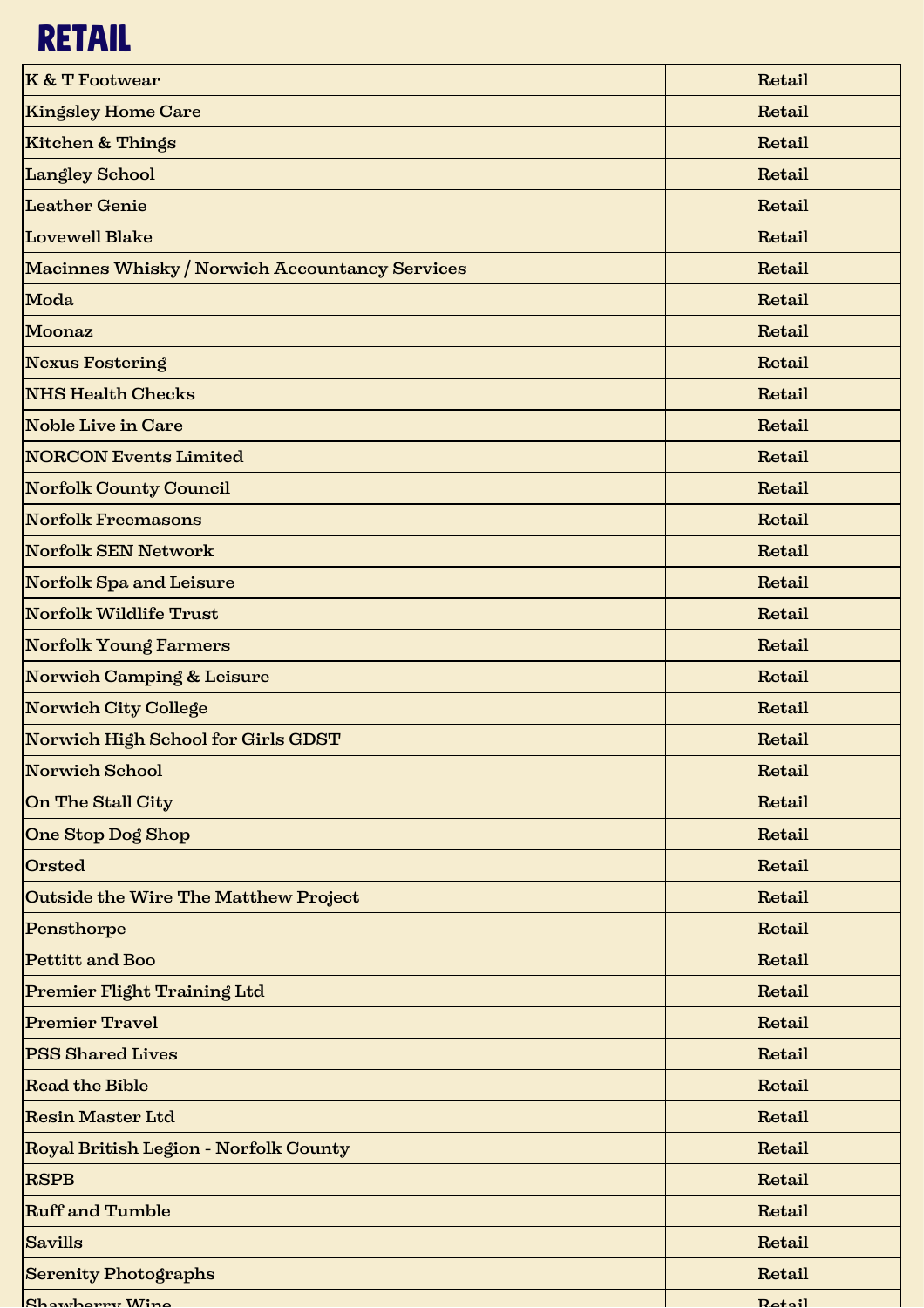# RETAIL

| | |
|---|---|
| K & T Footwear | Retail |
| Kingsley Home Care | Retail |
| Kitchen & Things | Retail |
| Langley School | Retail |
| Leather Genie | Retail |
| Lovewell Blake | Retail |
| Macinnes Whisky / Norwich Accountancy Services | Retail |
| Moda | Retail |
| Moonaz | Retail |
| Nexus Fostering | Retail |
| NHS Health Checks | Retail |
| Noble Live in Care | Retail |
| NORCON Events Limited | Retail |
| Norfolk County Council | Retail |
| Norfolk Freemasons | Retail |
| Norfolk SEN Network | Retail |
| Norfolk Spa and Leisure | Retail |
| Norfolk Wildlife Trust | Retail |
| Norfolk Young Farmers | Retail |
| Norwich Camping & Leisure | Retail |
| Norwich City College | Retail |
| Norwich High School for Girls GDST | Retail |
| Norwich School | Retail |
| On The Stall City | Retail |
| One Stop Dog Shop | Retail |
| Orsted | Retail |
| Outside the Wire The Matthew Project | Retail |
| Pensthorpe | Retail |
| Pettitt and Boo | Retail |
| Premier Flight Training Ltd | Retail |
| Premier Travel | Retail |
| PSS Shared Lives | Retail |
| Read the Bible | Retail |
| Resin Master Ltd | Retail |
| Royal British Legion - Norfolk County | Retail |
| RSPB | Retail |
| Ruff and Tumble | Retail |
| Savills | Retail |
| Serenity Photographs | Retail |
| Shawberry Wine | Retail |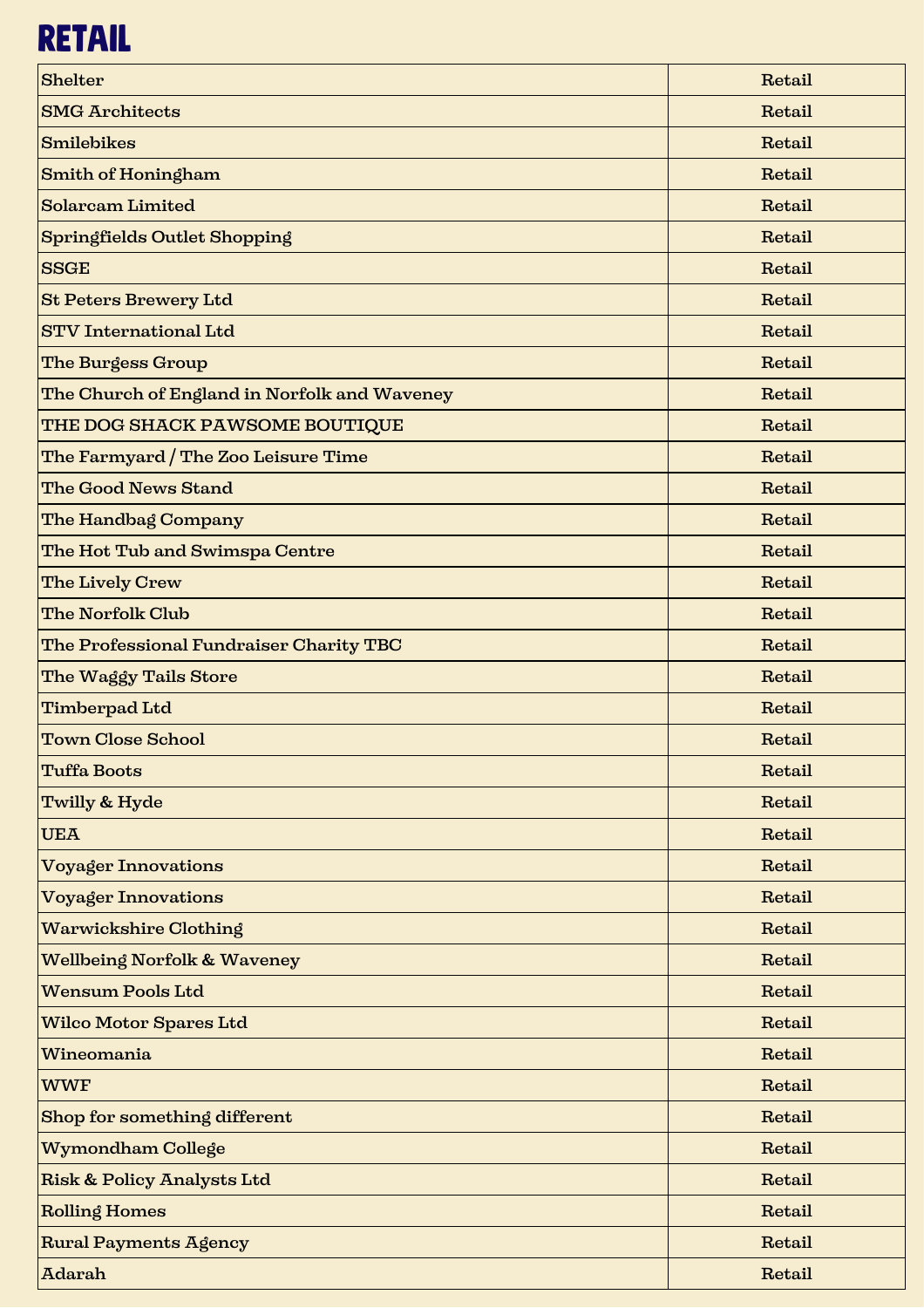# RETAIL

| | |
|---|---|
| Shelter | Retail |
| SMG Architects | Retail |
| Smilebikes | Retail |
| Smith of Honingham | Retail |
| Solarcam Limited | Retail |
| Springfields Outlet Shopping | Retail |
| SSGE | Retail |
| St Peters Brewery Ltd | Retail |
| STV International Ltd | Retail |
| The Burgess Group | Retail |
| The Church of England in Norfolk and Waveney | Retail |
| THE DOG SHACK PAWSOME BOUTIQUE | Retail |
| The Farmyard / The Zoo Leisure Time | Retail |
| The Good News Stand | Retail |
| The Handbag Company | Retail |
| The Hot Tub and Swimspa Centre | Retail |
| The Lively Crew | Retail |
| The Norfolk Club | Retail |
| The Professional Fundraiser Charity TBC | Retail |
| The Waggy Tails Store | Retail |
| Timberpad Ltd | Retail |
| Town Close School | Retail |
| Tuffa Boots | Retail |
| Twilly & Hyde | Retail |
| UEA | Retail |
| Voyager Innovations | Retail |
| Voyager Innovations | Retail |
| Warwickshire Clothing | Retail |
| Wellbeing Norfolk & Waveney | Retail |
| Wensum Pools Ltd | Retail |
| Wilco Motor Spares Ltd | Retail |
| Wineomania | Retail |
| WWF | Retail |
| Shop for something different | Retail |
| Wymondham College | Retail |
| Risk & Policy Analysts Ltd | Retail |
| Rolling Homes | Retail |
| Rural Payments Agency | Retail |
| Adarah | Retail |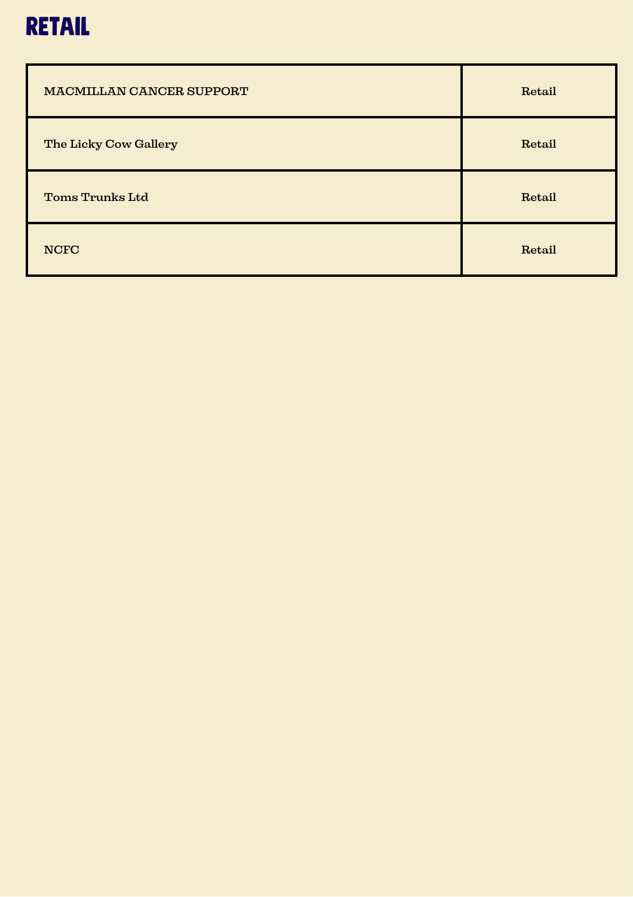# RETAIL

| | |
|---|---|
| MACMILLAN CANCER SUPPORT | Retail |
| The Licky Cow Gallery | Retail |
| Toms Trunks Ltd | Retail |
| NCFC | Retail |